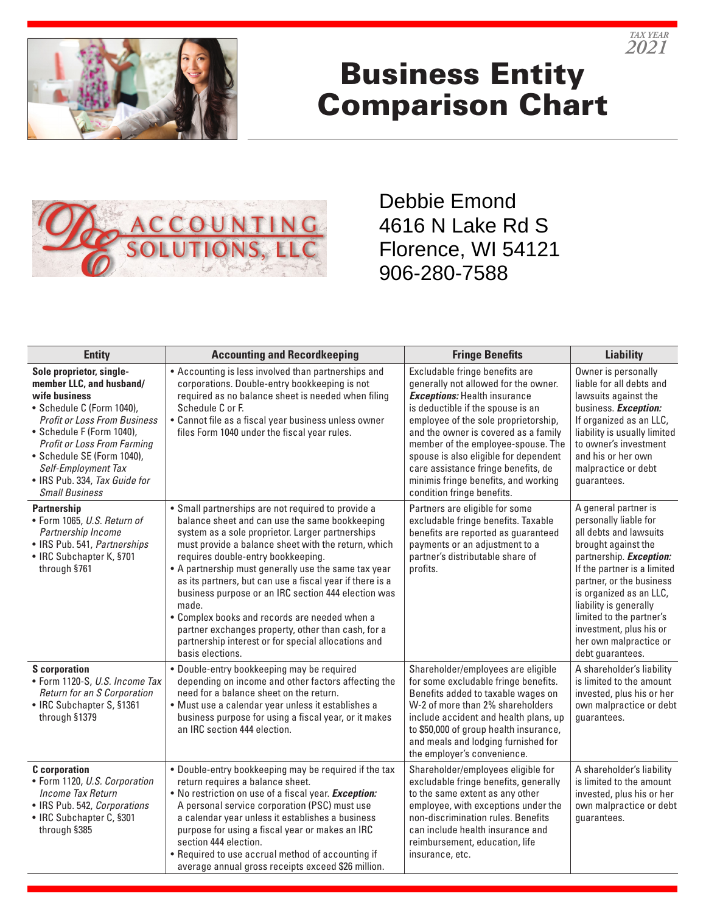TAX YEAR 2021

# Business Entity Comparison Chart

ACCOUNTING SOLUTIONS, LLC

Debbie Emond
4616 N Lake Rd S
Florence, WI 54121
906-280-7588

| Entity | Accounting and Recordkeeping | Fringe Benefits | Liability |
|---|---|---|---|
| **Sole proprietor, single-member LLC, and husband/wife business**<br>• Schedule C (Form 1040), *Profit or Loss From Business*<br>• Schedule F (Form 1040), *Profit or Loss From Farming*<br>• Schedule SE (Form 1040), *Self-Employment Tax*<br>• IRS Pub. 334, *Tax Guide for Small Business* | • Accounting is less involved than partnerships and corporations. Double-entry bookkeeping is not required as no balance sheet is needed when filing Schedule C or F.<br>• Cannot file as a fiscal year business unless owner files Form 1040 under the fiscal year rules. | Excludable fringe benefits are generally not allowed for the owner. ***Exceptions:*** Health insurance is deductible if the spouse is an employee of the sole proprietorship, and the owner is covered as a family member of the employee-spouse. The spouse is also eligible for dependent care assistance fringe benefits, de minimis fringe benefits, and working condition fringe benefits. | Owner is personally liable for all debts and lawsuits against the business. ***Exception:*** If organized as an LLC, liability is usually limited to owner's investment and his or her own malpractice or debt guarantees. |
| **Partnership**<br>• Form 1065, *U.S. Return of Partnership Income*<br>• IRS Pub. 541, *Partnerships*<br>• IRC Subchapter K, §701 through §761 | • Small partnerships are not required to provide a balance sheet and can use the same bookkeeping system as a sole proprietor. Larger partnerships must provide a balance sheet with the return, which requires double-entry bookkeeping.<br>• A partnership must generally use the same tax year as its partners, but can use a fiscal year if there is a business purpose or an IRC section 444 election was made.<br>• Complex books and records are needed when a partner exchanges property, other than cash, for a partnership interest or for special allocations and basis elections. | Partners are eligible for some excludable fringe benefits. Taxable benefits are reported as guaranteed payments or an adjustment to a partner's distributable share of profits. | A general partner is personally liable for all debts and lawsuits brought against the partnership. ***Exception:*** If the partner is a limited partner, or the business is organized as an LLC, liability is generally limited to the partner's investment, plus his or her own malpractice or debt guarantees. |
| **S corporation**<br>• Form 1120-S, *U.S. Income Tax Return for an S Corporation*<br>• IRC Subchapter S, §1361 through §1379 | • Double-entry bookkeeping may be required depending on income and other factors affecting the need for a balance sheet on the return.<br>• Must use a calendar year unless it establishes a business purpose for using a fiscal year, or it makes an IRC section 444 election. | Shareholder/employees are eligible for some excludable fringe benefits. Benefits added to taxable wages on W-2 of more than 2% shareholders include accident and health plans, up to $50,000 of group health insurance, and meals and lodging furnished for the employer's convenience. | A shareholder's liability is limited to the amount invested, plus his or her own malpractice or debt guarantees. |
| **C corporation**<br>• Form 1120, *U.S. Corporation Income Tax Return*<br>• IRS Pub. 542, *Corporations*<br>• IRC Subchapter C, §301 through §385 | • Double-entry bookkeeping may be required if the tax return requires a balance sheet.<br>• No restriction on use of a fiscal year. ***Exception:*** A personal service corporation (PSC) must use a calendar year unless it establishes a business purpose for using a fiscal year or makes an IRC section 444 election.<br>• Required to use accrual method of accounting if average annual gross receipts exceed $26 million. | Shareholder/employees eligible for excludable fringe benefits, generally to the same extent as any other employee, with exceptions under the non-discrimination rules. Benefits can include health insurance and reimbursement, education, life insurance, etc. | A shareholder's liability is limited to the amount invested, plus his or her own malpractice or debt guarantees. |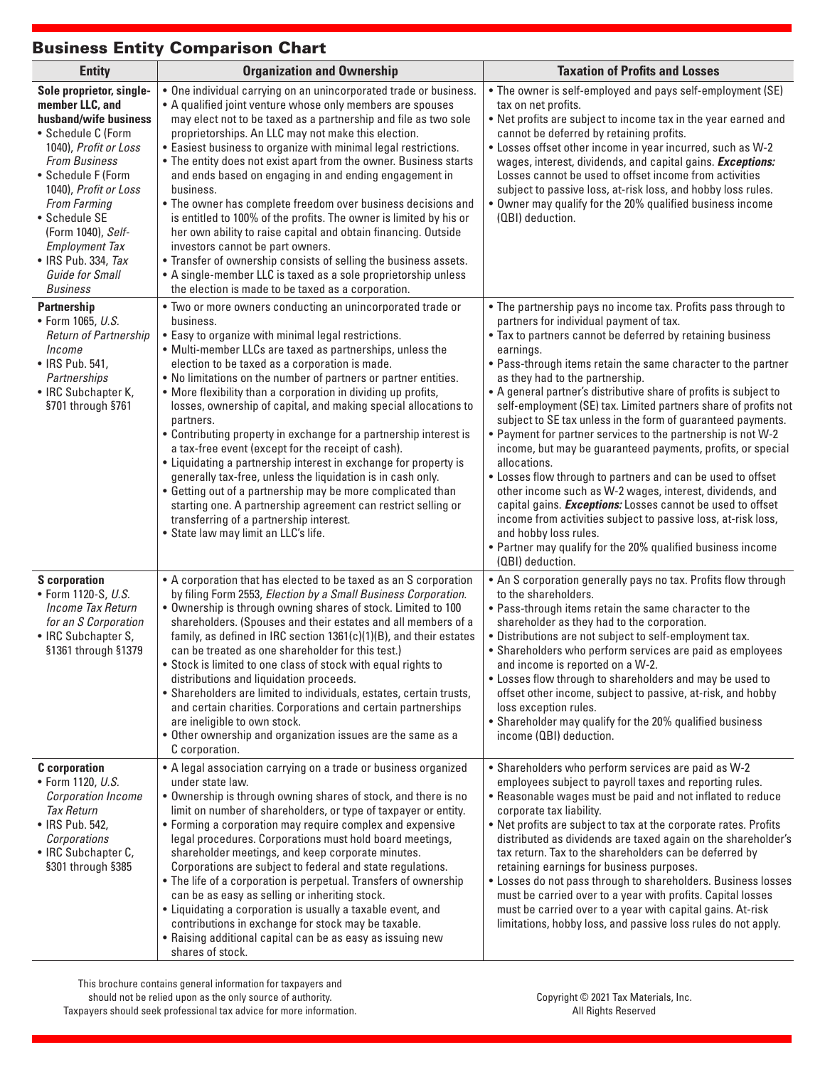## Business Entity Comparison Chart

| Entity | Organization and Ownership | Taxation of Profits and Losses |
|---|---|---|
| **Sole proprietor, single-member LLC, and husband/wife business**<br>• Schedule C (Form 1040), *Profit or Loss From Business*<br>• Schedule F (Form 1040), *Profit or Loss From Farming*<br>• Schedule SE (Form 1040), *Self-Employment Tax*<br>• IRS Pub. 334, *Tax Guide for Small Business* | • One individual carrying on an unincorporated trade or business.<br>• A qualified joint venture whose only members are spouses may elect not to be taxed as a partnership and file as two sole proprietorships. An LLC may not make this election.<br>• Easiest business to organize with minimal legal restrictions.<br>• The entity does not exist apart from the owner. Business starts and ends based on engaging in and ending engagement in business.<br>• The owner has complete freedom over business decisions and is entitled to 100% of the profits. The owner is limited by his or her own ability to raise capital and obtain financing. Outside investors cannot be part owners.<br>• Transfer of ownership consists of selling the business assets.<br>• A single-member LLC is taxed as a sole proprietorship unless the election is made to be taxed as a corporation. | • The owner is self-employed and pays self-employment (SE) tax on net profits.<br>• Net profits are subject to income tax in the year earned and cannot be deferred by retaining profits.<br>• Losses offset other income in year incurred, such as W-2 wages, interest, dividends, and capital gains. ***Exceptions:*** Losses cannot be used to offset income from activities subject to passive loss, at-risk loss, and hobby loss rules.<br>• Owner may qualify for the 20% qualified business income (QBI) deduction. |
| **Partnership**<br>• Form 1065, *U.S. Return of Partnership Income*<br>• IRS Pub. 541, *Partnerships*<br>• IRC Subchapter K, §701 through §761 | • Two or more owners conducting an unincorporated trade or business.<br>• Easy to organize with minimal legal restrictions.<br>• Multi-member LLCs are taxed as partnerships, unless the election to be taxed as a corporation is made.<br>• No limitations on the number of partners or partner entities.<br>• More flexibility than a corporation in dividing up profits, losses, ownership of capital, and making special allocations to partners.<br>• Contributing property in exchange for a partnership interest is a tax-free event (except for the receipt of cash).<br>• Liquidating a partnership interest in exchange for property is generally tax-free, unless the liquidation is in cash only.<br>• Getting out of a partnership may be more complicated than starting one. A partnership agreement can restrict selling or transferring of a partnership interest.<br>• State law may limit an LLC's life. | • The partnership pays no income tax. Profits pass through to partners for individual payment of tax.<br>• Tax to partners cannot be deferred by retaining business earnings.<br>• Pass-through items retain the same character to the partner as they had to the partnership.<br>• A general partner's distributive share of profits is subject to self-employment (SE) tax. Limited partners share of profits not subject to SE tax unless in the form of guaranteed payments.<br>• Payment for partner services to the partnership is not W-2 income, but may be guaranteed payments, profits, or special allocations.<br>• Losses flow through to partners and can be used to offset other income such as W-2 wages, interest, dividends, and capital gains. ***Exceptions:*** Losses cannot be used to offset income from activities subject to passive loss, at-risk loss, and hobby loss rules.<br>• Partner may qualify for the 20% qualified business income (QBI) deduction. |
| **S corporation**<br>• Form 1120-S, *U.S. Income Tax Return for an S Corporation*<br>• IRC Subchapter S, §1361 through §1379 | • A corporation that has elected to be taxed as an S corporation by filing Form 2553, *Election by a Small Business Corporation.*<br>• Ownership is through owning shares of stock. Limited to 100 shareholders. (Spouses and their estates and all members of a family, as defined in IRC section 1361(c)(1)(B), and their estates can be treated as one shareholder for this test.)<br>• Stock is limited to one class of stock with equal rights to distributions and liquidation proceeds.<br>• Shareholders are limited to individuals, estates, certain trusts, and certain charities. Corporations and certain partnerships are ineligible to own stock.<br>• Other ownership and organization issues are the same as a C corporation. | • An S corporation generally pays no tax. Profits flow through to the shareholders.<br>• Pass-through items retain the same character to the shareholder as they had to the corporation.<br>• Distributions are not subject to self-employment tax.<br>• Shareholders who perform services are paid as employees and income is reported on a W-2.<br>• Losses flow through to shareholders and may be used to offset other income, subject to passive, at-risk, and hobby loss exception rules.<br>• Shareholder may qualify for the 20% qualified business income (QBI) deduction. |
| **C corporation**<br>• Form 1120, *U.S. Corporation Income Tax Return*<br>• IRS Pub. 542, *Corporations*<br>• IRC Subchapter C, §301 through §385 | • A legal association carrying on a trade or business organized under state law.<br>• Ownership is through owning shares of stock, and there is no limit on number of shareholders, or type of taxpayer or entity.<br>• Forming a corporation may require complex and expensive legal procedures. Corporations must hold board meetings, shareholder meetings, and keep corporate minutes. Corporations are subject to federal and state regulations.<br>• The life of a corporation is perpetual. Transfers of ownership can be as easy as selling or inheriting stock.<br>• Liquidating a corporation is usually a taxable event, and contributions in exchange for stock may be taxable.<br>• Raising additional capital can be as easy as issuing new shares of stock. | • Shareholders who perform services are paid as W-2 employees subject to payroll taxes and reporting rules.<br>• Reasonable wages must be paid and not inflated to reduce corporate tax liability.<br>• Net profits are subject to tax at the corporate rates. Profits distributed as dividends are taxed again on the shareholder's tax return. Tax to the shareholders can be deferred by retaining earnings for business purposes.<br>• Losses do not pass through to shareholders. Business losses must be carried over to a year with profits. Capital losses must be carried over to a year with capital gains. At-risk limitations, hobby loss, and passive loss rules do not apply. |

This brochure contains general information for taxpayers and should not be relied upon as the only source of authority. Taxpayers should seek professional tax advice for more information.

Copyright © 2021 Tax Materials, Inc.
All Rights Reserved